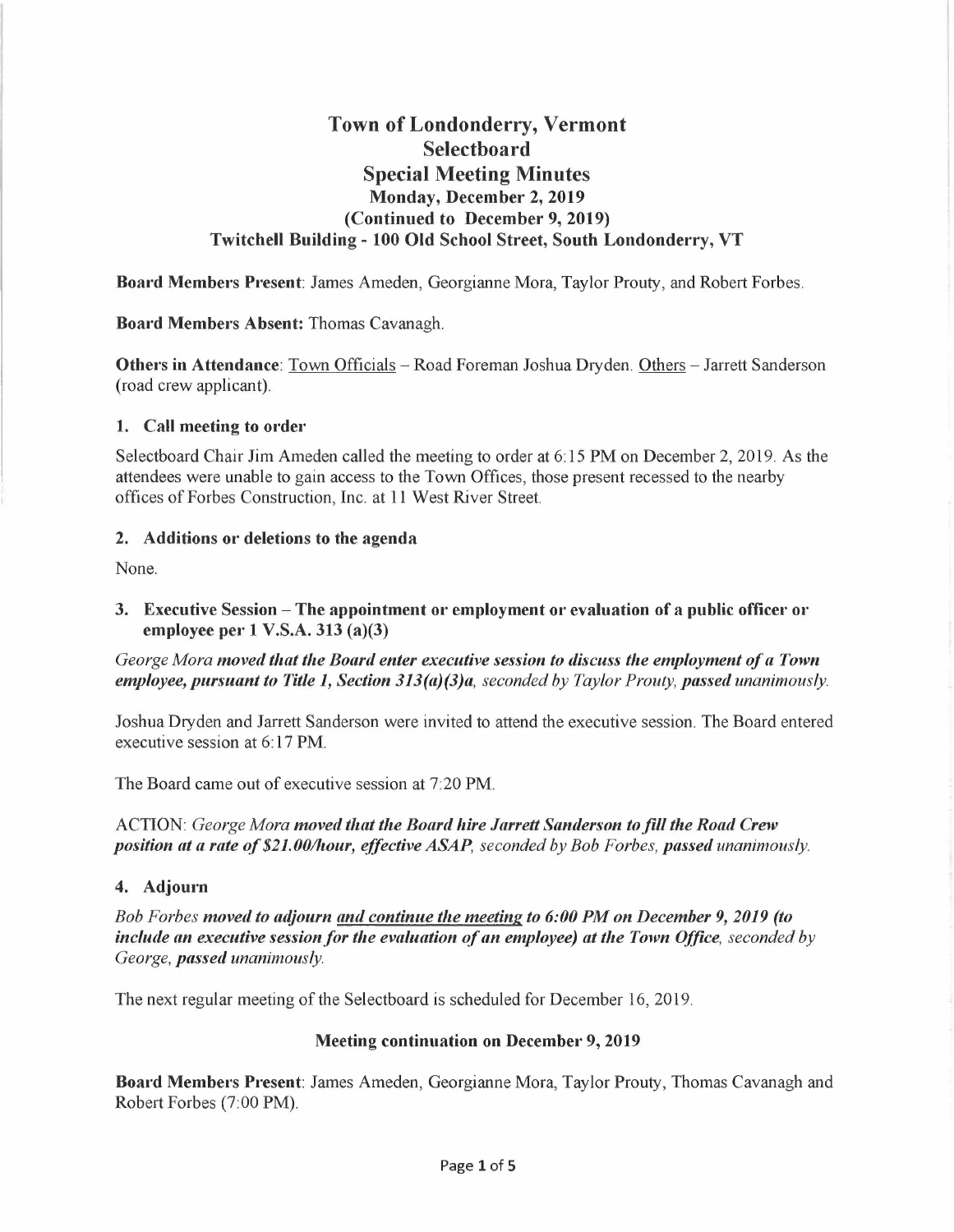# Town of Londonderry, Vermont
## Selectboard
## Special Meeting Minutes
### Monday, December 2, 2019
### (Continued to December 9, 2019)
### Twitchell Building - 100 Old School Street, South Londonderry, VT

**Board Members Present**: James Ameden, Georgianne Mora, Taylor Prouty, and Robert Forbes.

**Board Members Absent:** Thomas Cavanagh.

**Others in Attendance**: Town Officials – Road Foreman Joshua Dryden. Others – Jarrett Sanderson (road crew applicant).

### 1. Call meeting to order

Selectboard Chair Jim Ameden called the meeting to order at 6:15 PM on December 2, 2019. As the attendees were unable to gain access to the Town Offices, those present recessed to the nearby offices of Forbes Construction, Inc. at 11 West River Street.

### 2. Additions or deletions to the agenda

None.

### 3. Executive Session – The appointment or employment or evaluation of a public officer or employee per 1 V.S.A. 313 (a)(3)

*George Mora **moved that the Board enter executive session to discuss the employment of a Town employee, pursuant to Title 1, Section 313(a)(3)a**, seconded by Taylor Prouty, **passed** unanimously.*

Joshua Dryden and Jarrett Sanderson were invited to attend the executive session. The Board entered executive session at 6:17 PM.

The Board came out of executive session at 7:20 PM.

ACTION: *George Mora **moved that the Board hire Jarrett Sanderson to fill the Road Crew position at a rate of $21.00/hour, effective ASAP**, seconded by Bob Forbes, **passed** unanimously.*

### 4. Adjourn

*Bob Forbes **moved to adjourn <u>and continue the meeting</u> to 6:00 PM on December 9, 2019 (to include an executive session for the evaluation of an employee) at the Town Office**, seconded by George, **passed** unanimously.*

The next regular meeting of the Selectboard is scheduled for December 16, 2019.

#### Meeting continuation on December 9, 2019

**Board Members Present**: James Ameden, Georgianne Mora, Taylor Prouty, Thomas Cavanagh and Robert Forbes (7:00 PM).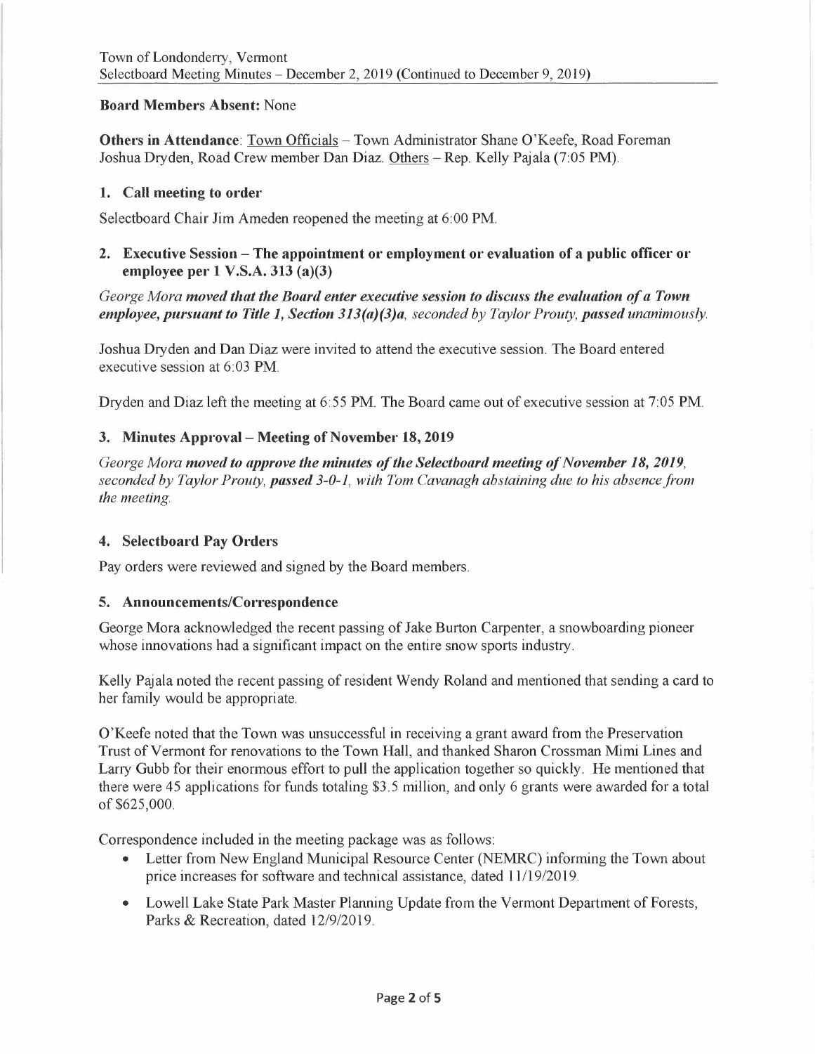**Board Members Absent:** None

**Others in Attendance**: Town Officials – Town Administrator Shane O'Keefe, Road Foreman Joshua Dryden, Road Crew member Dan Diaz. Others – Rep. Kelly Pajala (7:05 PM).

### 1. Call meeting to order

Selectboard Chair Jim Ameden reopened the meeting at 6:00 PM.

### 2. Executive Session – The appointment or employment or evaluation of a public officer or employee per 1 V.S.A. 313 (a)(3)

*George Mora* ***moved that the Board enter executive session to discuss the evaluation of a Town employee, pursuant to Title 1, Section 313(a)(3)a****, seconded by Taylor Prouty,* ***passed*** *unanimously.*

Joshua Dryden and Dan Diaz were invited to attend the executive session. The Board entered executive session at 6:03 PM.

Dryden and Diaz left the meeting at 6:55 PM. The Board came out of executive session at 7:05 PM.

### 3. Minutes Approval – Meeting of November 18, 2019

*George Mora* ***moved to approve the minutes of the Selectboard meeting of November 18, 2019****, seconded by Taylor Prouty,* ***passed*** *3-0-1, with Tom Cavanagh abstaining due to his absence from the meeting.*

### 4. Selectboard Pay Orders

Pay orders were reviewed and signed by the Board members.

### 5. Announcements/Correspondence

George Mora acknowledged the recent passing of Jake Burton Carpenter, a snowboarding pioneer whose innovations had a significant impact on the entire snow sports industry.

Kelly Pajala noted the recent passing of resident Wendy Roland and mentioned that sending a card to her family would be appropriate.

O'Keefe noted that the Town was unsuccessful in receiving a grant award from the Preservation Trust of Vermont for renovations to the Town Hall, and thanked Sharon Crossman Mimi Lines and Larry Gubb for their enormous effort to pull the application together so quickly. He mentioned that there were 45 applications for funds totaling \$3.5 million, and only 6 grants were awarded for a total of \$625,000.

Correspondence included in the meeting package was as follows:

- Letter from New England Municipal Resource Center (NEMRC) informing the Town about price increases for software and technical assistance, dated 11/19/2019.
- Lowell Lake State Park Master Planning Update from the Vermont Department of Forests, Parks & Recreation, dated 12/9/2019.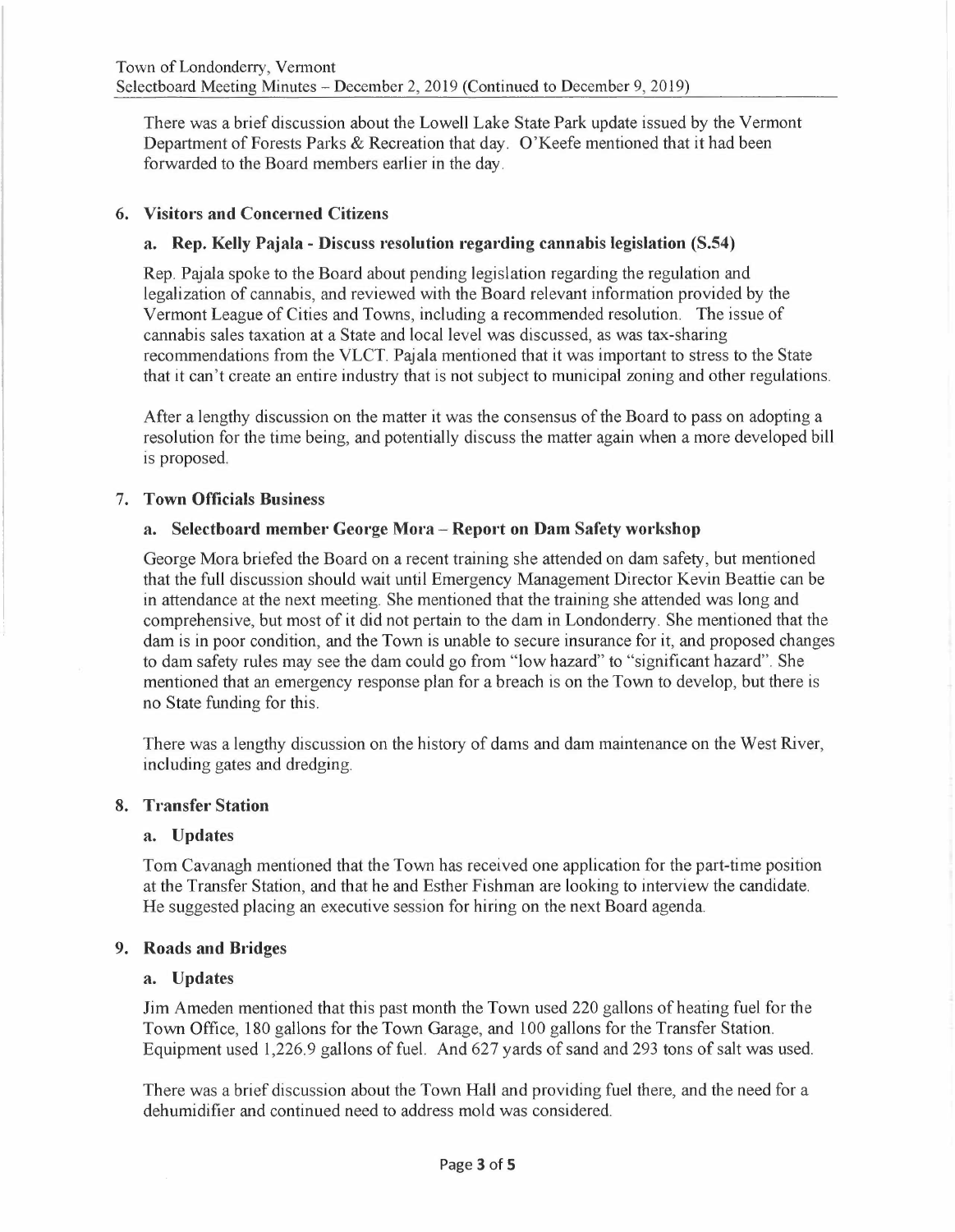There was a brief discussion about the Lowell Lake State Park update issued by the Vermont Department of Forests Parks & Recreation that day. O'Keefe mentioned that it had been forwarded to the Board members earlier in the day.

## 6. Visitors and Concerned Citizens

### a. Rep. Kelly Pajala - Discuss resolution regarding cannabis legislation (S.54)

Rep. Pajala spoke to the Board about pending legislation regarding the regulation and legalization of cannabis, and reviewed with the Board relevant information provided by the Vermont League of Cities and Towns, including a recommended resolution. The issue of cannabis sales taxation at a State and local level was discussed, as was tax-sharing recommendations from the VLCT. Pajala mentioned that it was important to stress to the State that it can't create an entire industry that is not subject to municipal zoning and other regulations.

After a lengthy discussion on the matter it was the consensus of the Board to pass on adopting a resolution for the time being, and potentially discuss the matter again when a more developed bill is proposed.

## 7. Town Officials Business

### a. Selectboard member George Mora – Report on Dam Safety workshop

George Mora briefed the Board on a recent training she attended on dam safety, but mentioned that the full discussion should wait until Emergency Management Director Kevin Beattie can be in attendance at the next meeting. She mentioned that the training she attended was long and comprehensive, but most of it did not pertain to the dam in Londonderry. She mentioned that the dam is in poor condition, and the Town is unable to secure insurance for it, and proposed changes to dam safety rules may see the dam could go from "low hazard" to "significant hazard". She mentioned that an emergency response plan for a breach is on the Town to develop, but there is no State funding for this.

There was a lengthy discussion on the history of dams and dam maintenance on the West River, including gates and dredging.

## 8. Transfer Station

### a. Updates

Tom Cavanagh mentioned that the Town has received one application for the part-time position at the Transfer Station, and that he and Esther Fishman are looking to interview the candidate. He suggested placing an executive session for hiring on the next Board agenda.

## 9. Roads and Bridges

### a. Updates

Jim Ameden mentioned that this past month the Town used 220 gallons of heating fuel for the Town Office, 180 gallons for the Town Garage, and 100 gallons for the Transfer Station. Equipment used 1,226.9 gallons of fuel. And 627 yards of sand and 293 tons of salt was used.

There was a brief discussion about the Town Hall and providing fuel there, and the need for a dehumidifier and continued need to address mold was considered.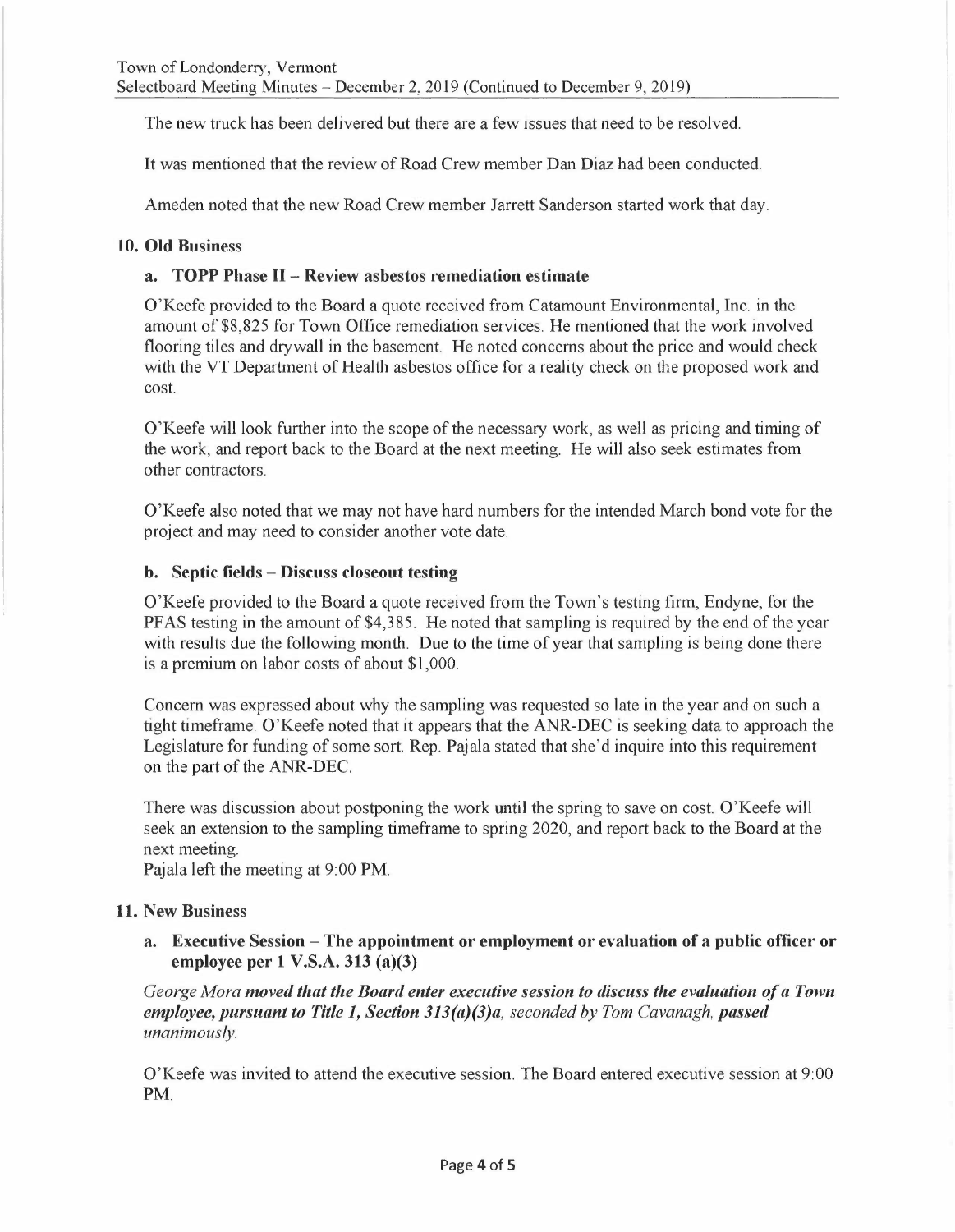The new truck has been delivered but there are a few issues that need to be resolved.

It was mentioned that the review of Road Crew member Dan Diaz had been conducted.

Ameden noted that the new Road Crew member Jarrett Sanderson started work that day.

## 10. Old Business

### a. TOPP Phase II – Review asbestos remediation estimate

O'Keefe provided to the Board a quote received from Catamount Environmental, Inc. in the amount of $8,825 for Town Office remediation services. He mentioned that the work involved flooring tiles and drywall in the basement. He noted concerns about the price and would check with the VT Department of Health asbestos office for a reality check on the proposed work and cost.

O'Keefe will look further into the scope of the necessary work, as well as pricing and timing of the work, and report back to the Board at the next meeting. He will also seek estimates from other contractors.

O'Keefe also noted that we may not have hard numbers for the intended March bond vote for the project and may need to consider another vote date.

### b. Septic fields – Discuss closeout testing

O'Keefe provided to the Board a quote received from the Town's testing firm, Endyne, for the PFAS testing in the amount of $4,385. He noted that sampling is required by the end of the year with results due the following month. Due to the time of year that sampling is being done there is a premium on labor costs of about $1,000.

Concern was expressed about why the sampling was requested so late in the year and on such a tight timeframe. O'Keefe noted that it appears that the ANR-DEC is seeking data to approach the Legislature for funding of some sort. Rep. Pajala stated that she'd inquire into this requirement on the part of the ANR-DEC.

There was discussion about postponing the work until the spring to save on cost. O'Keefe will seek an extension to the sampling timeframe to spring 2020, and report back to the Board at the next meeting.
Pajala left the meeting at 9:00 PM.

## 11. New Business

### a. Executive Session – The appointment or employment or evaluation of a public officer or employee per 1 V.S.A. 313 (a)(3)

*George Mora* ***moved that the Board enter executive session to discuss the evaluation of a Town employee, pursuant to Title 1, Section 313(a)(3)a****, seconded by Tom Cavanagh,* ***passed*** *unanimously.*

O'Keefe was invited to attend the executive session. The Board entered executive session at 9:00 PM.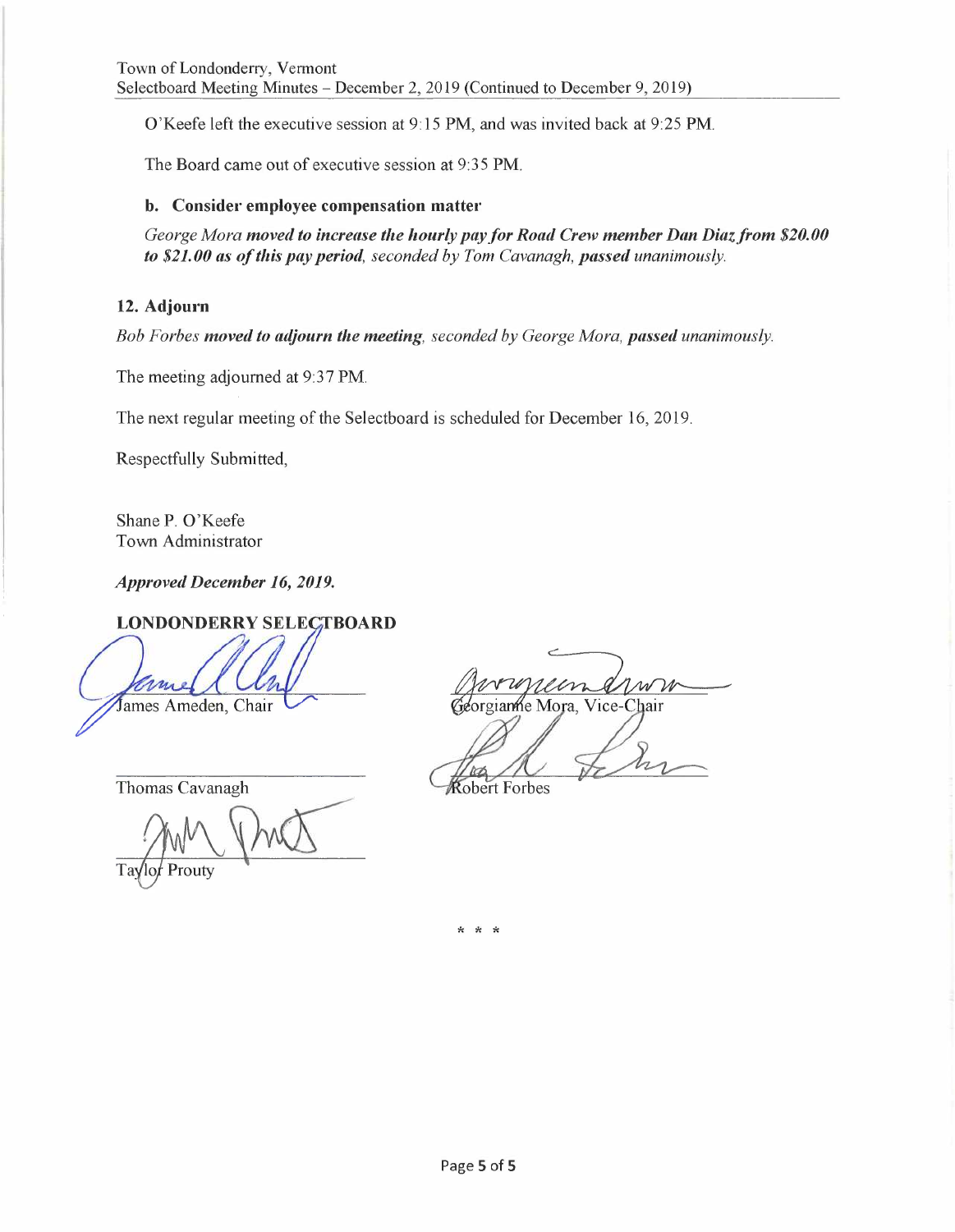O'Keefe left the executive session at 9:15 PM, and was invited back at 9:25 PM.

The Board came out of executive session at 9:35 PM.

**b. Consider employee compensation matter**

*George Mora* ***moved to increase the hourly pay for Road Crew member Dan Diaz from $20.00 to $21.00 as of this pay period****, seconded by Tom Cavanagh,* ***passed*** *unanimously.*

## 12. Adjourn

*Bob Forbes* ***moved to adjourn the meeting****, seconded by George Mora,* ***passed*** *unanimously.*

The meeting adjourned at 9:37 PM.

The next regular meeting of the Selectboard is scheduled for December 16, 2019.

Respectfully Submitted,

Shane P. O'Keefe
Town Administrator

***Approved December 16, 2019.***

**LONDONDERRY SELECTBOARD**

James Ameden, Chair

Georgianne Mora, Vice-Chair

Thomas Cavanagh

Robert Forbes

Taylor Prouty

\* \* \*